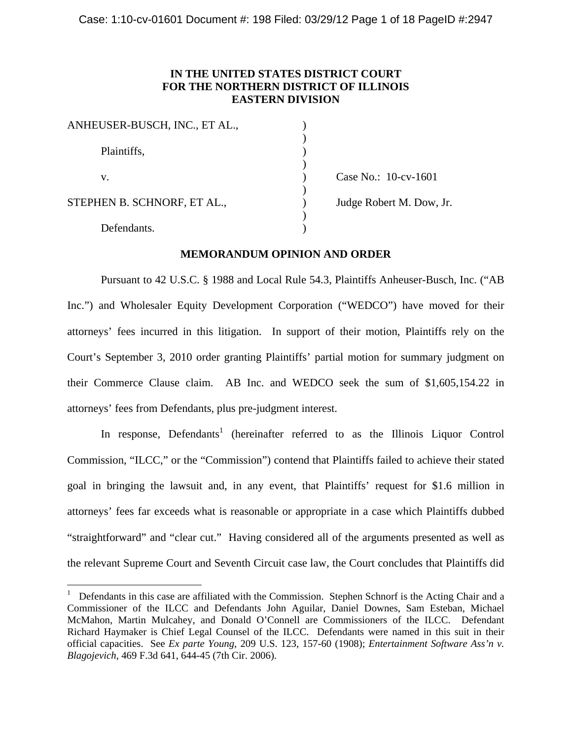**IN THE UNITED STATES DISTRICT COURT**
**FOR THE NORTHERN DISTRICT OF ILLINOIS**
**EASTERN DIVISION**

ANHEUSER-BUSCH, INC., ET AL.,

Plaintiffs,

v.

STEPHEN B. SCHNORF, ET AL.,

Defendants.

Case No.: 10-cv-1601

Judge Robert M. Dow, Jr.

**MEMORANDUM OPINION AND ORDER**

Pursuant to 42 U.S.C. § 1988 and Local Rule 54.3, Plaintiffs Anheuser-Busch, Inc. ("AB Inc.") and Wholesaler Equity Development Corporation ("WEDCO") have moved for their attorneys' fees incurred in this litigation. In support of their motion, Plaintiffs rely on the Court's September 3, 2010 order granting Plaintiffs' partial motion for summary judgment on their Commerce Clause claim. AB Inc. and WEDCO seek the sum of $1,605,154.22 in attorneys' fees from Defendants, plus pre-judgment interest.

In response, Defendants[1] (hereinafter referred to as the Illinois Liquor Control Commission, "ILCC," or the "Commission") contend that Plaintiffs failed to achieve their stated goal in bringing the lawsuit and, in any event, that Plaintiffs' request for $1.6 million in attorneys' fees far exceeds what is reasonable or appropriate in a case which Plaintiffs dubbed "straightforward" and "clear cut." Having considered all of the arguments presented as well as the relevant Supreme Court and Seventh Circuit case law, the Court concludes that Plaintiffs did

[1] Defendants in this case are affiliated with the Commission. Stephen Schnorf is the Acting Chair and a Commissioner of the ILCC and Defendants John Aguilar, Daniel Downes, Sam Esteban, Michael McMahon, Martin Mulcahey, and Donald O'Connell are Commissioners of the ILCC. Defendant Richard Haymaker is Chief Legal Counsel of the ILCC. Defendants were named in this suit in their official capacities. See *Ex parte Young*, 209 U.S. 123, 157-60 (1908); *Entertainment Software Ass'n v. Blagojevich*, 469 F.3d 641, 644-45 (7th Cir. 2006).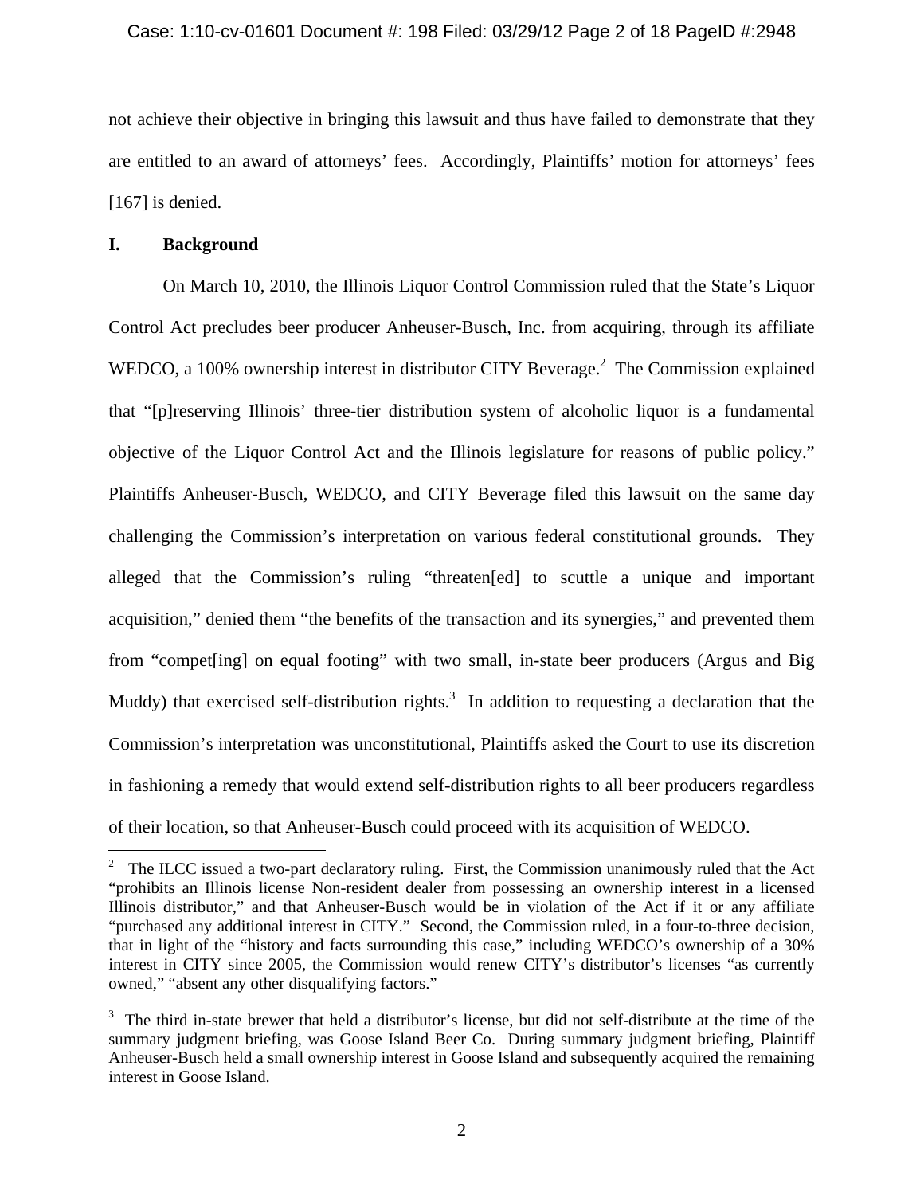not achieve their objective in bringing this lawsuit and thus have failed to demonstrate that they are entitled to an award of attorneys' fees. Accordingly, Plaintiffs' motion for attorneys' fees [167] is denied.

## I. Background

On March 10, 2010, the Illinois Liquor Control Commission ruled that the State's Liquor Control Act precludes beer producer Anheuser-Busch, Inc. from acquiring, through its affiliate WEDCO, a 100% ownership interest in distributor CITY Beverage.[2] The Commission explained that "[p]reserving Illinois' three-tier distribution system of alcoholic liquor is a fundamental objective of the Liquor Control Act and the Illinois legislature for reasons of public policy." Plaintiffs Anheuser-Busch, WEDCO, and CITY Beverage filed this lawsuit on the same day challenging the Commission's interpretation on various federal constitutional grounds. They alleged that the Commission's ruling "threaten[ed] to scuttle a unique and important acquisition," denied them "the benefits of the transaction and its synergies," and prevented them from "compet[ing] on equal footing" with two small, in-state beer producers (Argus and Big Muddy) that exercised self-distribution rights.[3] In addition to requesting a declaration that the Commission's interpretation was unconstitutional, Plaintiffs asked the Court to use its discretion in fashioning a remedy that would extend self-distribution rights to all beer producers regardless of their location, so that Anheuser-Busch could proceed with its acquisition of WEDCO.

---

[2] The ILCC issued a two-part declaratory ruling. First, the Commission unanimously ruled that the Act "prohibits an Illinois license Non-resident dealer from possessing an ownership interest in a licensed Illinois distributor," and that Anheuser-Busch would be in violation of the Act if it or any affiliate "purchased any additional interest in CITY." Second, the Commission ruled, in a four-to-three decision, that in light of the "history and facts surrounding this case," including WEDCO's ownership of a 30% interest in CITY since 2005, the Commission would renew CITY's distributor's licenses "as currently owned," "absent any other disqualifying factors."

[3] The third in-state brewer that held a distributor's license, but did not self-distribute at the time of the summary judgment briefing, was Goose Island Beer Co. During summary judgment briefing, Plaintiff Anheuser-Busch held a small ownership interest in Goose Island and subsequently acquired the remaining interest in Goose Island.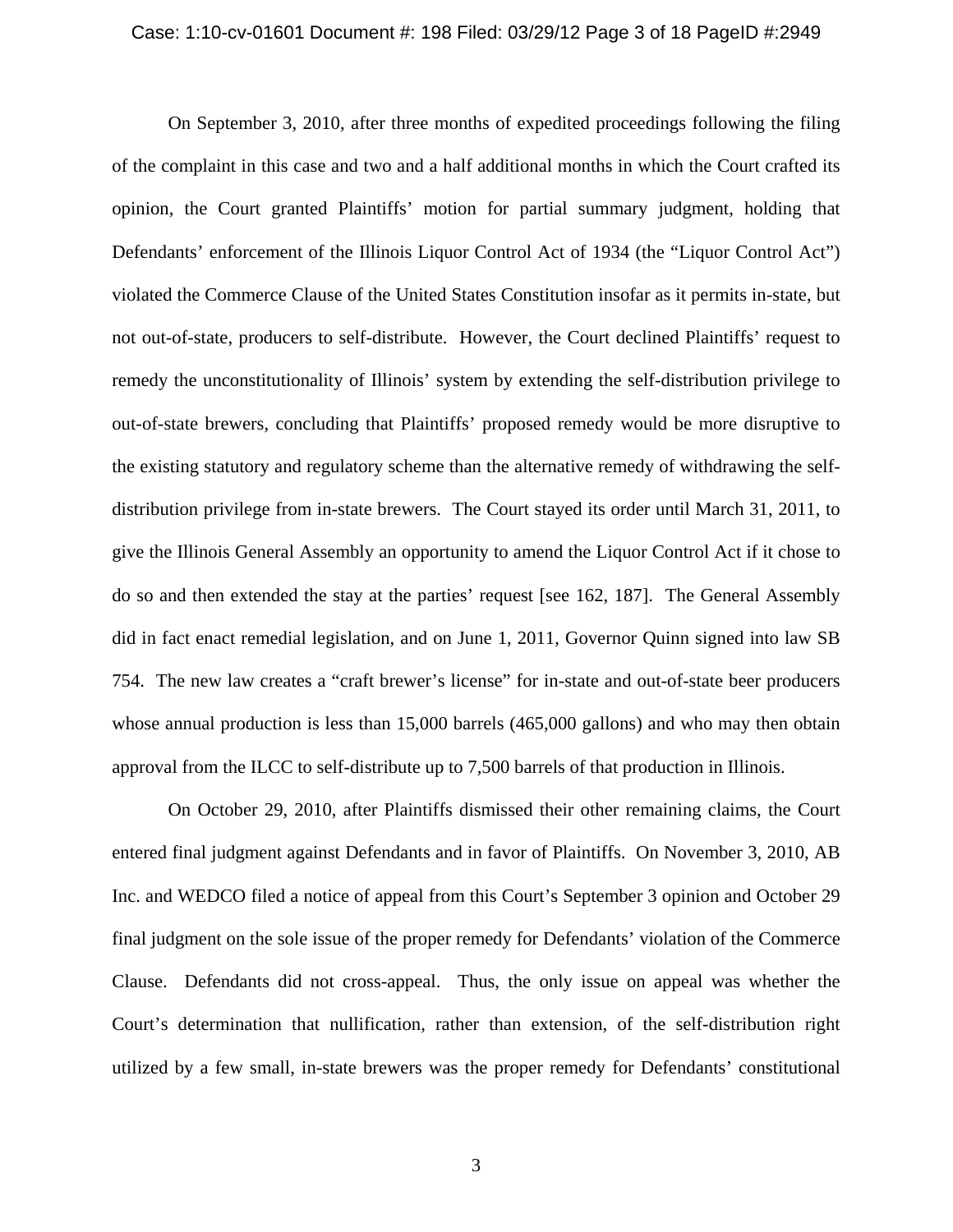On September 3, 2010, after three months of expedited proceedings following the filing of the complaint in this case and two and a half additional months in which the Court crafted its opinion, the Court granted Plaintiffs' motion for partial summary judgment, holding that Defendants' enforcement of the Illinois Liquor Control Act of 1934 (the "Liquor Control Act") violated the Commerce Clause of the United States Constitution insofar as it permits in-state, but not out-of-state, producers to self-distribute. However, the Court declined Plaintiffs' request to remedy the unconstitutionality of Illinois' system by extending the self-distribution privilege to out-of-state brewers, concluding that Plaintiffs' proposed remedy would be more disruptive to the existing statutory and regulatory scheme than the alternative remedy of withdrawing the self-distribution privilege from in-state brewers. The Court stayed its order until March 31, 2011, to give the Illinois General Assembly an opportunity to amend the Liquor Control Act if it chose to do so and then extended the stay at the parties' request [see 162, 187]. The General Assembly did in fact enact remedial legislation, and on June 1, 2011, Governor Quinn signed into law SB 754. The new law creates a "craft brewer's license" for in-state and out-of-state beer producers whose annual production is less than 15,000 barrels (465,000 gallons) and who may then obtain approval from the ILCC to self-distribute up to 7,500 barrels of that production in Illinois.

On October 29, 2010, after Plaintiffs dismissed their other remaining claims, the Court entered final judgment against Defendants and in favor of Plaintiffs. On November 3, 2010, AB Inc. and WEDCO filed a notice of appeal from this Court's September 3 opinion and October 29 final judgment on the sole issue of the proper remedy for Defendants' violation of the Commerce Clause. Defendants did not cross-appeal. Thus, the only issue on appeal was whether the Court's determination that nullification, rather than extension, of the self-distribution right utilized by a few small, in-state brewers was the proper remedy for Defendants' constitutional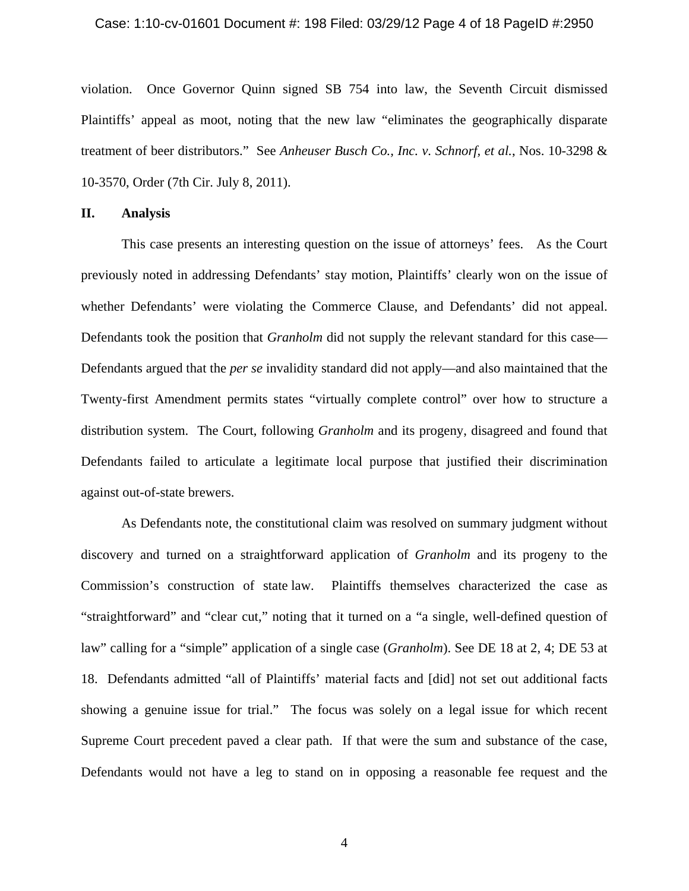violation. Once Governor Quinn signed SB 754 into law, the Seventh Circuit dismissed Plaintiffs' appeal as moot, noting that the new law "eliminates the geographically disparate treatment of beer distributors." See *Anheuser Busch Co., Inc. v. Schnorf, et al.*, Nos. 10-3298 & 10-3570, Order (7th Cir. July 8, 2011).

## II. Analysis

This case presents an interesting question on the issue of attorneys' fees. As the Court previously noted in addressing Defendants' stay motion, Plaintiffs' clearly won on the issue of whether Defendants' were violating the Commerce Clause, and Defendants' did not appeal. Defendants took the position that *Granholm* did not supply the relevant standard for this case—Defendants argued that the *per se* invalidity standard did not apply—and also maintained that the Twenty-first Amendment permits states "virtually complete control" over how to structure a distribution system. The Court, following *Granholm* and its progeny, disagreed and found that Defendants failed to articulate a legitimate local purpose that justified their discrimination against out-of-state brewers.

As Defendants note, the constitutional claim was resolved on summary judgment without discovery and turned on a straightforward application of *Granholm* and its progeny to the Commission's construction of state law. Plaintiffs themselves characterized the case as "straightforward" and "clear cut," noting that it turned on a "a single, well-defined question of law" calling for a "simple" application of a single case (*Granholm*). See DE 18 at 2, 4; DE 53 at 18. Defendants admitted "all of Plaintiffs' material facts and [did] not set out additional facts showing a genuine issue for trial." The focus was solely on a legal issue for which recent Supreme Court precedent paved a clear path. If that were the sum and substance of the case, Defendants would not have a leg to stand on in opposing a reasonable fee request and the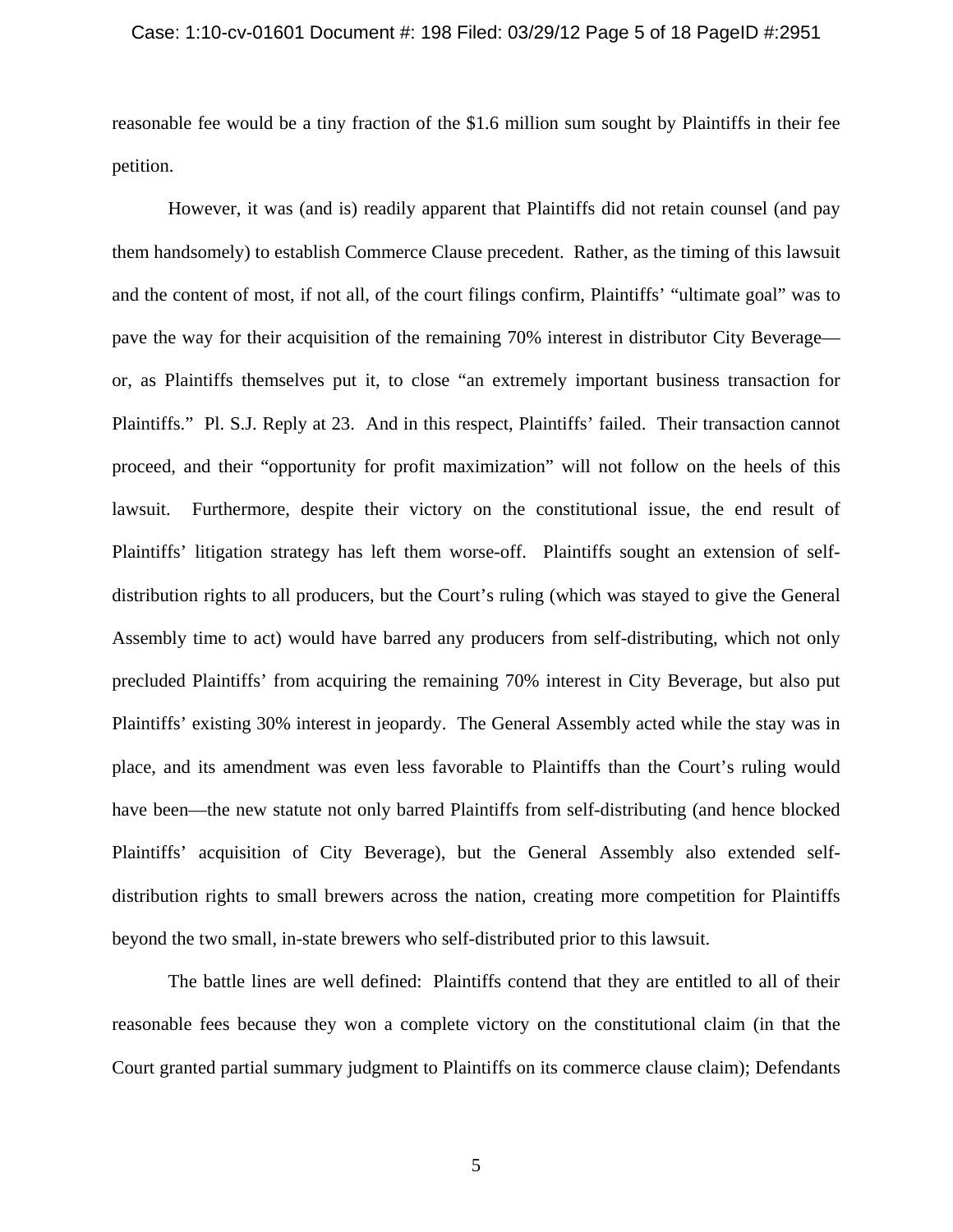reasonable fee would be a tiny fraction of the $1.6 million sum sought by Plaintiffs in their fee petition.

However, it was (and is) readily apparent that Plaintiffs did not retain counsel (and pay them handsomely) to establish Commerce Clause precedent. Rather, as the timing of this lawsuit and the content of most, if not all, of the court filings confirm, Plaintiffs' "ultimate goal" was to pave the way for their acquisition of the remaining 70% interest in distributor City Beverage—or, as Plaintiffs themselves put it, to close "an extremely important business transaction for Plaintiffs." Pl. S.J. Reply at 23. And in this respect, Plaintiffs' failed. Their transaction cannot proceed, and their "opportunity for profit maximization" will not follow on the heels of this lawsuit. Furthermore, despite their victory on the constitutional issue, the end result of Plaintiffs' litigation strategy has left them worse-off. Plaintiffs sought an extension of self-distribution rights to all producers, but the Court's ruling (which was stayed to give the General Assembly time to act) would have barred any producers from self-distributing, which not only precluded Plaintiffs' from acquiring the remaining 70% interest in City Beverage, but also put Plaintiffs' existing 30% interest in jeopardy. The General Assembly acted while the stay was in place, and its amendment was even less favorable to Plaintiffs than the Court's ruling would have been—the new statute not only barred Plaintiffs from self-distributing (and hence blocked Plaintiffs' acquisition of City Beverage), but the General Assembly also extended self-distribution rights to small brewers across the nation, creating more competition for Plaintiffs beyond the two small, in-state brewers who self-distributed prior to this lawsuit.

The battle lines are well defined: Plaintiffs contend that they are entitled to all of their reasonable fees because they won a complete victory on the constitutional claim (in that the Court granted partial summary judgment to Plaintiffs on its commerce clause claim); Defendants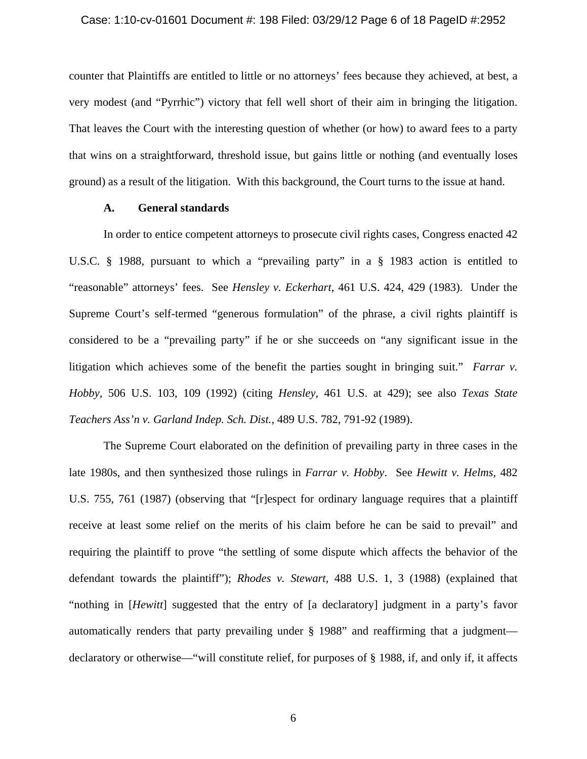counter that Plaintiffs are entitled to little or no attorneys' fees because they achieved, at best, a very modest (and "Pyrrhic") victory that fell well short of their aim in bringing the litigation. That leaves the Court with the interesting question of whether (or how) to award fees to a party that wins on a straightforward, threshold issue, but gains little or nothing (and eventually loses ground) as a result of the litigation. With this background, the Court turns to the issue at hand.

### A. General standards

In order to entice competent attorneys to prosecute civil rights cases, Congress enacted 42 U.S.C. § 1988, pursuant to which a "prevailing party" in a § 1983 action is entitled to "reasonable" attorneys' fees. See *Hensley v. Eckerhart*, 461 U.S. 424, 429 (1983). Under the Supreme Court's self-termed "generous formulation" of the phrase, a civil rights plaintiff is considered to be a "prevailing party" if he or she succeeds on "any significant issue in the litigation which achieves some of the benefit the parties sought in bringing suit." *Farrar v. Hobby*, 506 U.S. 103, 109 (1992) (citing *Hensley*, 461 U.S. at 429); see also *Texas State Teachers Ass'n v. Garland Indep. Sch. Dist.*, 489 U.S. 782, 791-92 (1989).

The Supreme Court elaborated on the definition of prevailing party in three cases in the late 1980s, and then synthesized those rulings in *Farrar v. Hobby*. See *Hewitt v. Helms*, 482 U.S. 755, 761 (1987) (observing that "[r]espect for ordinary language requires that a plaintiff receive at least some relief on the merits of his claim before he can be said to prevail" and requiring the plaintiff to prove "the settling of some dispute which affects the behavior of the defendant towards the plaintiff"); *Rhodes v. Stewart*, 488 U.S. 1, 3 (1988) (explained that "nothing in [*Hewitt*] suggested that the entry of [a declaratory] judgment in a party's favor automatically renders that party prevailing under § 1988" and reaffirming that a judgment—declaratory or otherwise—"will constitute relief, for purposes of § 1988, if, and only if, it affects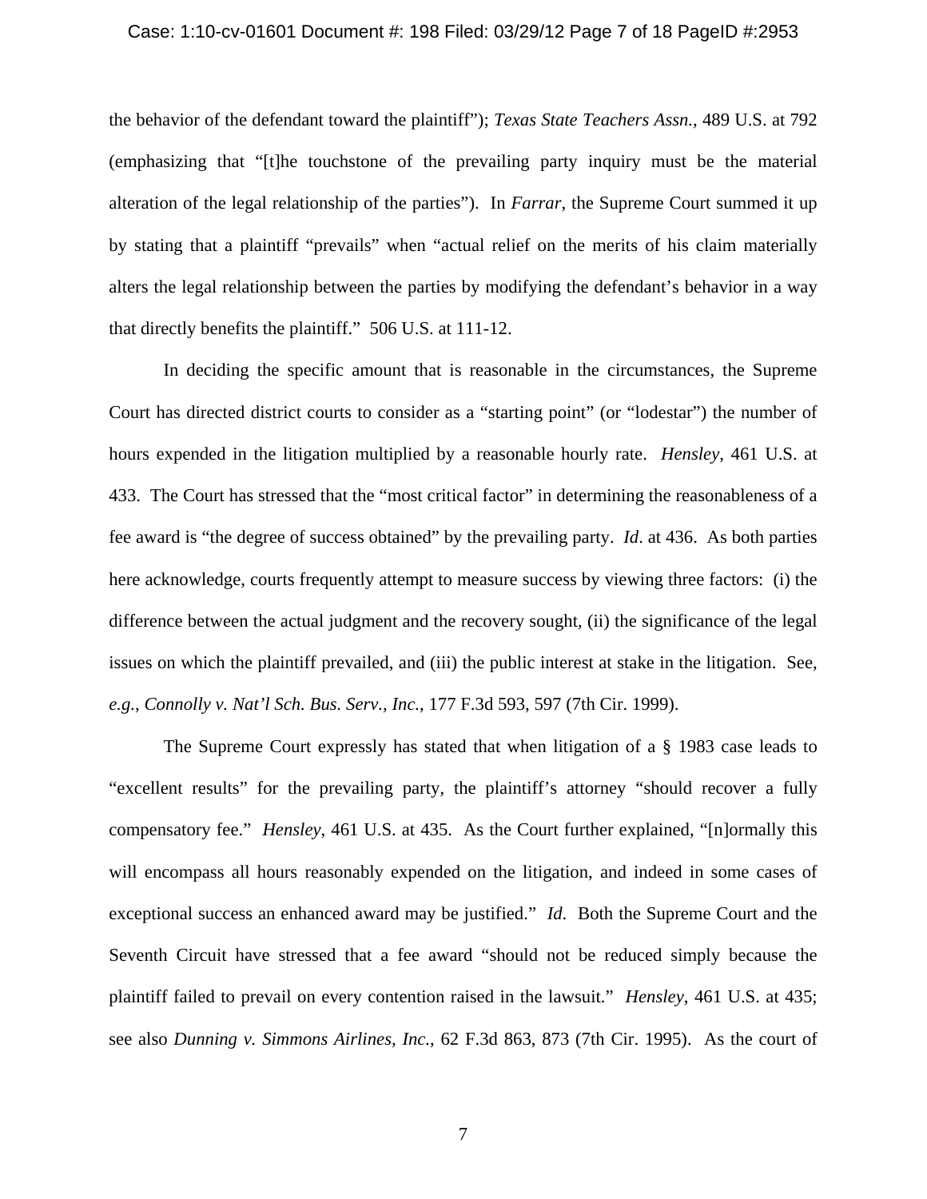the behavior of the defendant toward the plaintiff"); *Texas State Teachers Assn.*, 489 U.S. at 792 (emphasizing that "[t]he touchstone of the prevailing party inquiry must be the material alteration of the legal relationship of the parties"). In *Farrar*, the Supreme Court summed it up by stating that a plaintiff "prevails" when "actual relief on the merits of his claim materially alters the legal relationship between the parties by modifying the defendant's behavior in a way that directly benefits the plaintiff." 506 U.S. at 111-12.

In deciding the specific amount that is reasonable in the circumstances, the Supreme Court has directed district courts to consider as a "starting point" (or "lodestar") the number of hours expended in the litigation multiplied by a reasonable hourly rate. *Hensley*, 461 U.S. at 433. The Court has stressed that the "most critical factor" in determining the reasonableness of a fee award is "the degree of success obtained" by the prevailing party. *Id*. at 436. As both parties here acknowledge, courts frequently attempt to measure success by viewing three factors: (i) the difference between the actual judgment and the recovery sought, (ii) the significance of the legal issues on which the plaintiff prevailed, and (iii) the public interest at stake in the litigation. See, *e.g.*, *Connolly v. Nat'l Sch. Bus. Serv., Inc.*, 177 F.3d 593, 597 (7th Cir. 1999).

The Supreme Court expressly has stated that when litigation of a § 1983 case leads to "excellent results" for the prevailing party, the plaintiff's attorney "should recover a fully compensatory fee." *Hensley*, 461 U.S. at 435. As the Court further explained, "[n]ormally this will encompass all hours reasonably expended on the litigation, and indeed in some cases of exceptional success an enhanced award may be justified." *Id.* Both the Supreme Court and the Seventh Circuit have stressed that a fee award "should not be reduced simply because the plaintiff failed to prevail on every contention raised in the lawsuit." *Hensley*, 461 U.S. at 435; see also *Dunning v. Simmons Airlines, Inc.*, 62 F.3d 863, 873 (7th Cir. 1995). As the court of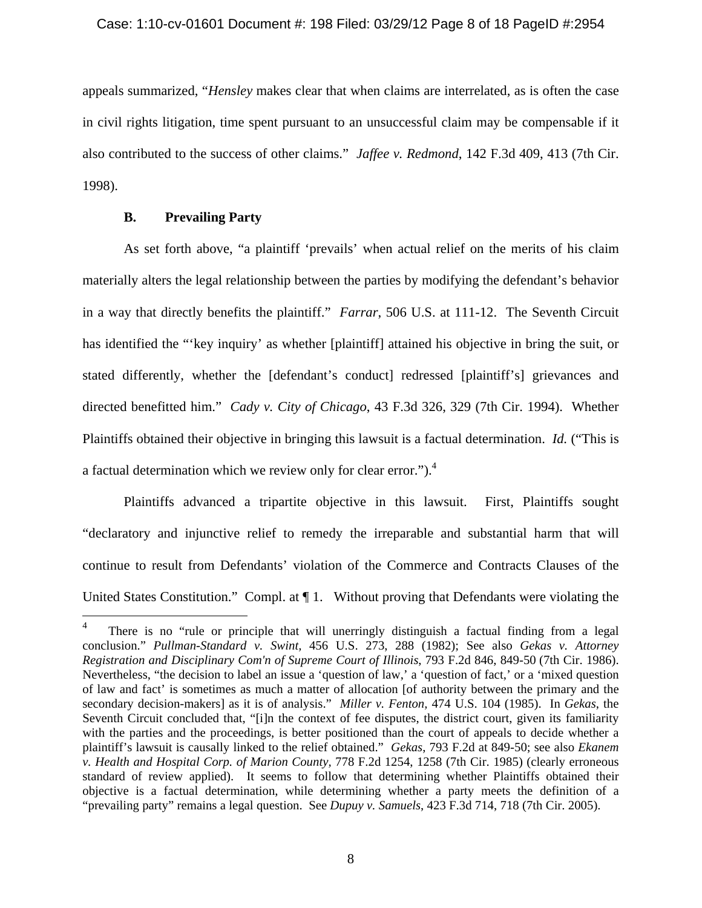appeals summarized, "*Hensley* makes clear that when claims are interrelated, as is often the case in civil rights litigation, time spent pursuant to an unsuccessful claim may be compensable if it also contributed to the success of other claims." *Jaffee v. Redmond*, 142 F.3d 409, 413 (7th Cir. 1998).

### B. Prevailing Party

As set forth above, "a plaintiff 'prevails' when actual relief on the merits of his claim materially alters the legal relationship between the parties by modifying the defendant's behavior in a way that directly benefits the plaintiff." *Farrar*, 506 U.S. at 111-12. The Seventh Circuit has identified the "'key inquiry' as whether [plaintiff] attained his objective in bring the suit, or stated differently, whether the [defendant's conduct] redressed [plaintiff's] grievances and directed benefitted him." *Cady v. City of Chicago*, 43 F.3d 326, 329 (7th Cir. 1994). Whether Plaintiffs obtained their objective in bringing this lawsuit is a factual determination. *Id.* ("This is a factual determination which we review only for clear error.").[4]

Plaintiffs advanced a tripartite objective in this lawsuit. First, Plaintiffs sought "declaratory and injunctive relief to remedy the irreparable and substantial harm that will continue to result from Defendants' violation of the Commerce and Contracts Clauses of the United States Constitution." Compl. at ¶ 1. Without proving that Defendants were violating the

---

[4] There is no "rule or principle that will unerringly distinguish a factual finding from a legal conclusion." *Pullman-Standard v. Swint,* 456 U.S. 273, 288 (1982); See also *Gekas v. Attorney Registration and Disciplinary Com'n of Supreme Court of Illinois*, 793 F.2d 846, 849-50 (7th Cir. 1986). Nevertheless, "the decision to label an issue a 'question of law,' a 'question of fact,' or a 'mixed question of law and fact' is sometimes as much a matter of allocation [of authority between the primary and the secondary decision-makers] as it is of analysis." *Miller v. Fenton,* 474 U.S. 104 (1985). In *Gekas*, the Seventh Circuit concluded that, "[i]n the context of fee disputes, the district court, given its familiarity with the parties and the proceedings, is better positioned than the court of appeals to decide whether a plaintiff's lawsuit is causally linked to the relief obtained." *Gekas,* 793 F.2d at 849-50; see also *Ekanem v. Health and Hospital Corp. of Marion County*, 778 F.2d 1254, 1258 (7th Cir. 1985) (clearly erroneous standard of review applied). It seems to follow that determining whether Plaintiffs obtained their objective is a factual determination, while determining whether a party meets the definition of a "prevailing party" remains a legal question. See *Dupuy v. Samuels*, 423 F.3d 714, 718 (7th Cir. 2005).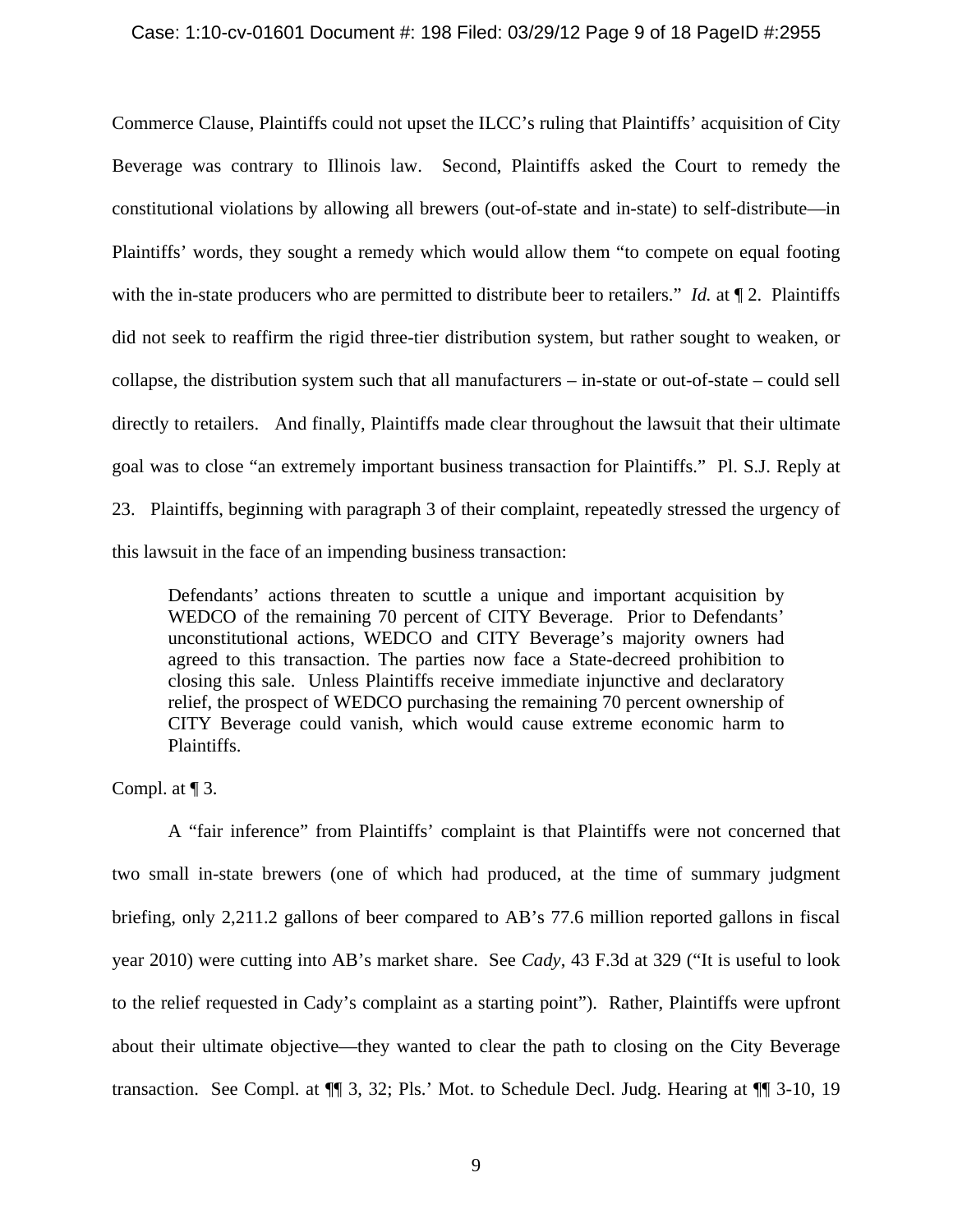Commerce Clause, Plaintiffs could not upset the ILCC's ruling that Plaintiffs' acquisition of City Beverage was contrary to Illinois law. Second, Plaintiffs asked the Court to remedy the constitutional violations by allowing all brewers (out-of-state and in-state) to self-distribute—in Plaintiffs' words, they sought a remedy which would allow them "to compete on equal footing with the in-state producers who are permitted to distribute beer to retailers." *Id.* at ¶ 2. Plaintiffs did not seek to reaffirm the rigid three-tier distribution system, but rather sought to weaken, or collapse, the distribution system such that all manufacturers – in-state or out-of-state – could sell directly to retailers. And finally, Plaintiffs made clear throughout the lawsuit that their ultimate goal was to close "an extremely important business transaction for Plaintiffs." Pl. S.J. Reply at 23. Plaintiffs, beginning with paragraph 3 of their complaint, repeatedly stressed the urgency of this lawsuit in the face of an impending business transaction:

> Defendants' actions threaten to scuttle a unique and important acquisition by WEDCO of the remaining 70 percent of CITY Beverage. Prior to Defendants' unconstitutional actions, WEDCO and CITY Beverage's majority owners had agreed to this transaction. The parties now face a State-decreed prohibition to closing this sale. Unless Plaintiffs receive immediate injunctive and declaratory relief, the prospect of WEDCO purchasing the remaining 70 percent ownership of CITY Beverage could vanish, which would cause extreme economic harm to Plaintiffs.

Compl. at ¶ 3.

A "fair inference" from Plaintiffs' complaint is that Plaintiffs were not concerned that two small in-state brewers (one of which had produced, at the time of summary judgment briefing, only 2,211.2 gallons of beer compared to AB's 77.6 million reported gallons in fiscal year 2010) were cutting into AB's market share. See *Cady*, 43 F.3d at 329 ("It is useful to look to the relief requested in Cady's complaint as a starting point"). Rather, Plaintiffs were upfront about their ultimate objective—they wanted to clear the path to closing on the City Beverage transaction. See Compl. at ¶¶ 3, 32; Pls.' Mot. to Schedule Decl. Judg. Hearing at ¶¶ 3-10, 19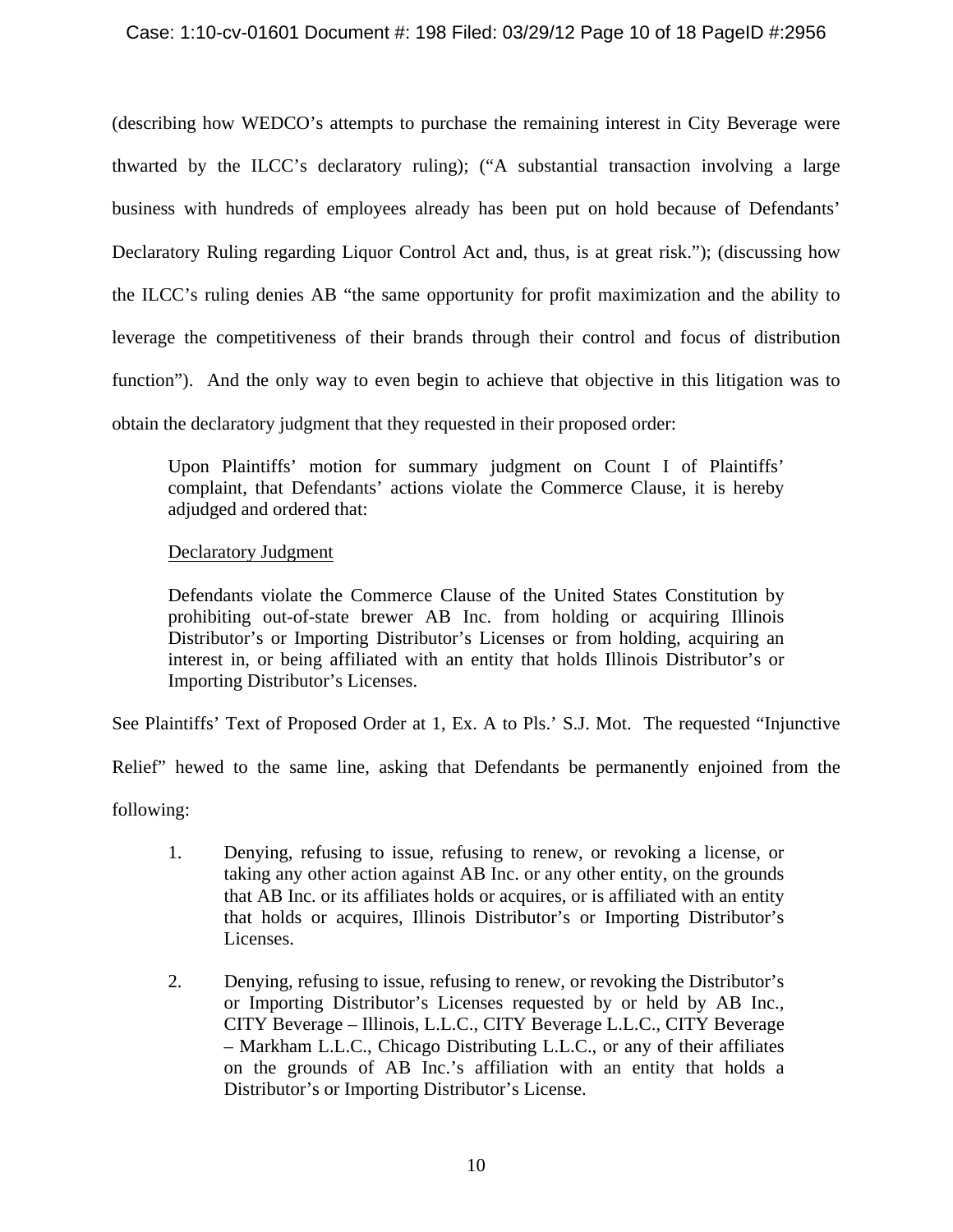(describing how WEDCO's attempts to purchase the remaining interest in City Beverage were thwarted by the ILCC's declaratory ruling); ("A substantial transaction involving a large business with hundreds of employees already has been put on hold because of Defendants' Declaratory Ruling regarding Liquor Control Act and, thus, is at great risk."); (discussing how the ILCC's ruling denies AB "the same opportunity for profit maximization and the ability to leverage the competitiveness of their brands through their control and focus of distribution function"). And the only way to even begin to achieve that objective in this litigation was to obtain the declaratory judgment that they requested in their proposed order:

> Upon Plaintiffs' motion for summary judgment on Count I of Plaintiffs' complaint, that Defendants' actions violate the Commerce Clause, it is hereby adjudged and ordered that:
>
> <u>Declaratory Judgment</u>
>
> Defendants violate the Commerce Clause of the United States Constitution by prohibiting out-of-state brewer AB Inc. from holding or acquiring Illinois Distributor's or Importing Distributor's Licenses or from holding, acquiring an interest in, or being affiliated with an entity that holds Illinois Distributor's or Importing Distributor's Licenses.

See Plaintiffs' Text of Proposed Order at 1, Ex. A to Pls.' S.J. Mot. The requested "Injunctive Relief" hewed to the same line, asking that Defendants be permanently enjoined from the following:

> 1. Denying, refusing to issue, refusing to renew, or revoking a license, or taking any other action against AB Inc. or any other entity, on the grounds that AB Inc. or its affiliates holds or acquires, or is affiliated with an entity that holds or acquires, Illinois Distributor's or Importing Distributor's Licenses.
>
> 2. Denying, refusing to issue, refusing to renew, or revoking the Distributor's or Importing Distributor's Licenses requested by or held by AB Inc., CITY Beverage – Illinois, L.L.C., CITY Beverage L.L.C., CITY Beverage – Markham L.L.C., Chicago Distributing L.L.C., or any of their affiliates on the grounds of AB Inc.'s affiliation with an entity that holds a Distributor's or Importing Distributor's License.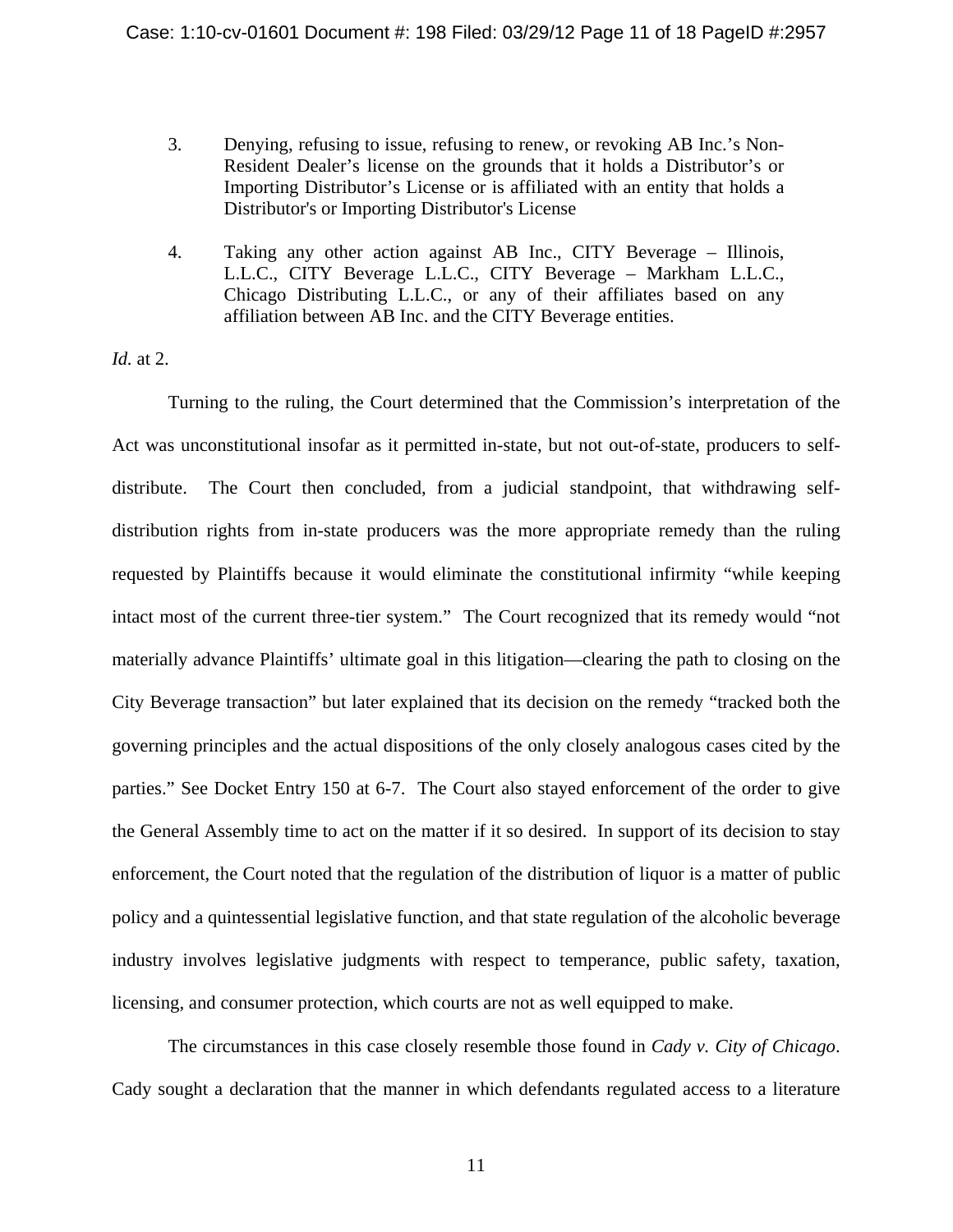3. Denying, refusing to issue, refusing to renew, or revoking AB Inc.'s Non-Resident Dealer's license on the grounds that it holds a Distributor's or Importing Distributor's License or is affiliated with an entity that holds a Distributor's or Importing Distributor's License

4. Taking any other action against AB Inc., CITY Beverage – Illinois, L.L.C., CITY Beverage L.L.C., CITY Beverage – Markham L.L.C., Chicago Distributing L.L.C., or any of their affiliates based on any affiliation between AB Inc. and the CITY Beverage entities.

*Id.* at 2.

Turning to the ruling, the Court determined that the Commission's interpretation of the Act was unconstitutional insofar as it permitted in-state, but not out-of-state, producers to self-distribute. The Court then concluded, from a judicial standpoint, that withdrawing self-distribution rights from in-state producers was the more appropriate remedy than the ruling requested by Plaintiffs because it would eliminate the constitutional infirmity "while keeping intact most of the current three-tier system." The Court recognized that its remedy would "not materially advance Plaintiffs' ultimate goal in this litigation—clearing the path to closing on the City Beverage transaction" but later explained that its decision on the remedy "tracked both the governing principles and the actual dispositions of the only closely analogous cases cited by the parties." See Docket Entry 150 at 6-7. The Court also stayed enforcement of the order to give the General Assembly time to act on the matter if it so desired. In support of its decision to stay enforcement, the Court noted that the regulation of the distribution of liquor is a matter of public policy and a quintessential legislative function, and that state regulation of the alcoholic beverage industry involves legislative judgments with respect to temperance, public safety, taxation, licensing, and consumer protection, which courts are not as well equipped to make.

The circumstances in this case closely resemble those found in *Cady v. City of Chicago*. Cady sought a declaration that the manner in which defendants regulated access to a literature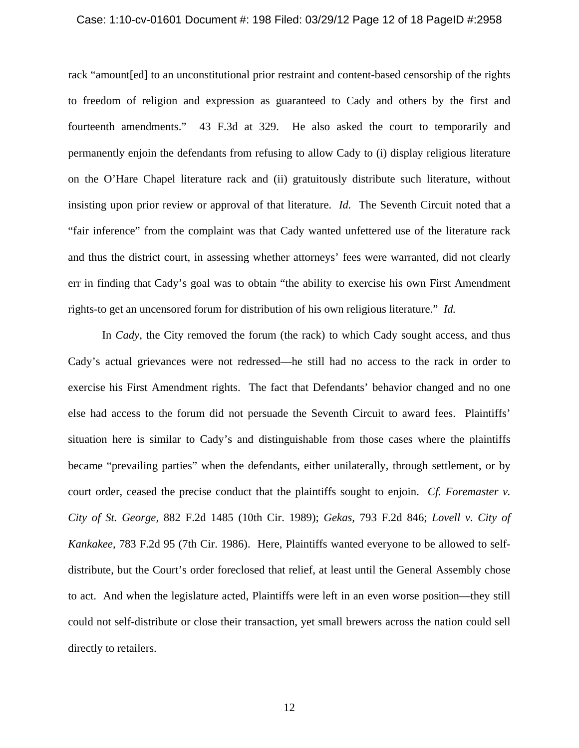rack "amount[ed] to an unconstitutional prior restraint and content-based censorship of the rights to freedom of religion and expression as guaranteed to Cady and others by the first and fourteenth amendments." 43 F.3d at 329. He also asked the court to temporarily and permanently enjoin the defendants from refusing to allow Cady to (i) display religious literature on the O'Hare Chapel literature rack and (ii) gratuitously distribute such literature, without insisting upon prior review or approval of that literature. *Id.* The Seventh Circuit noted that a "fair inference" from the complaint was that Cady wanted unfettered use of the literature rack and thus the district court, in assessing whether attorneys' fees were warranted, did not clearly err in finding that Cady's goal was to obtain "the ability to exercise his own First Amendment rights-to get an uncensored forum for distribution of his own religious literature." *Id.*

In *Cady*, the City removed the forum (the rack) to which Cady sought access, and thus Cady's actual grievances were not redressed—he still had no access to the rack in order to exercise his First Amendment rights. The fact that Defendants' behavior changed and no one else had access to the forum did not persuade the Seventh Circuit to award fees. Plaintiffs' situation here is similar to Cady's and distinguishable from those cases where the plaintiffs became "prevailing parties" when the defendants, either unilaterally, through settlement, or by court order, ceased the precise conduct that the plaintiffs sought to enjoin. *Cf. Foremaster v. City of St. George*, 882 F.2d 1485 (10th Cir. 1989); *Gekas*, 793 F.2d 846; *Lovell v. City of Kankakee*, 783 F.2d 95 (7th Cir. 1986). Here, Plaintiffs wanted everyone to be allowed to self-distribute, but the Court's order foreclosed that relief, at least until the General Assembly chose to act. And when the legislature acted, Plaintiffs were left in an even worse position—they still could not self-distribute or close their transaction, yet small brewers across the nation could sell directly to retailers.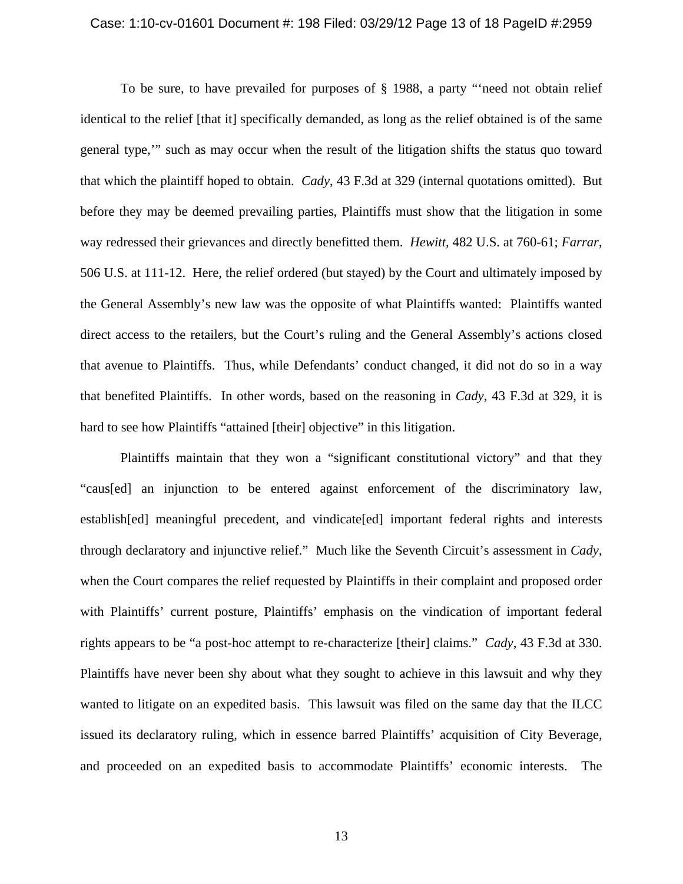To be sure, to have prevailed for purposes of § 1988, a party "'need not obtain relief identical to the relief [that it] specifically demanded, as long as the relief obtained is of the same general type,'" such as may occur when the result of the litigation shifts the status quo toward that which the plaintiff hoped to obtain. *Cady*, 43 F.3d at 329 (internal quotations omitted). But before they may be deemed prevailing parties, Plaintiffs must show that the litigation in some way redressed their grievances and directly benefitted them. *Hewitt*, 482 U.S. at 760-61; *Farrar*, 506 U.S. at 111-12. Here, the relief ordered (but stayed) by the Court and ultimately imposed by the General Assembly's new law was the opposite of what Plaintiffs wanted: Plaintiffs wanted direct access to the retailers, but the Court's ruling and the General Assembly's actions closed that avenue to Plaintiffs. Thus, while Defendants' conduct changed, it did not do so in a way that benefited Plaintiffs. In other words, based on the reasoning in *Cady*, 43 F.3d at 329, it is hard to see how Plaintiffs "attained [their] objective" in this litigation.

Plaintiffs maintain that they won a "significant constitutional victory" and that they "caus[ed] an injunction to be entered against enforcement of the discriminatory law, establish[ed] meaningful precedent, and vindicate[ed] important federal rights and interests through declaratory and injunctive relief." Much like the Seventh Circuit's assessment in *Cady*, when the Court compares the relief requested by Plaintiffs in their complaint and proposed order with Plaintiffs' current posture, Plaintiffs' emphasis on the vindication of important federal rights appears to be "a post-hoc attempt to re-characterize [their] claims." *Cady*, 43 F.3d at 330. Plaintiffs have never been shy about what they sought to achieve in this lawsuit and why they wanted to litigate on an expedited basis. This lawsuit was filed on the same day that the ILCC issued its declaratory ruling, which in essence barred Plaintiffs' acquisition of City Beverage, and proceeded on an expedited basis to accommodate Plaintiffs' economic interests. The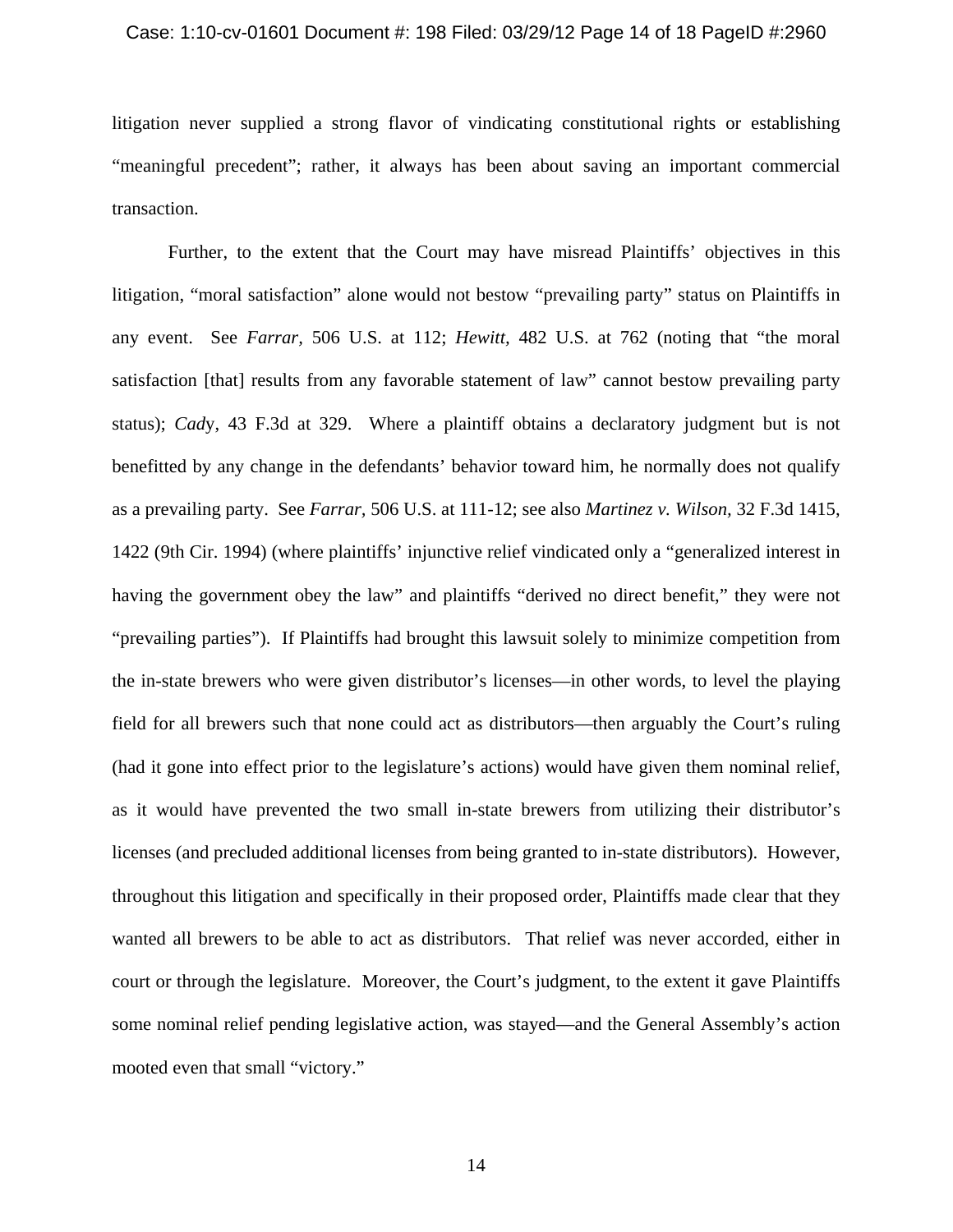litigation never supplied a strong flavor of vindicating constitutional rights or establishing "meaningful precedent"; rather, it always has been about saving an important commercial transaction.

Further, to the extent that the Court may have misread Plaintiffs' objectives in this litigation, "moral satisfaction" alone would not bestow "prevailing party" status on Plaintiffs in any event. See *Farrar*, 506 U.S. at 112; *Hewitt*, 482 U.S. at 762 (noting that "the moral satisfaction [that] results from any favorable statement of law" cannot bestow prevailing party status); *Cad*y, 43 F.3d at 329. Where a plaintiff obtains a declaratory judgment but is not benefitted by any change in the defendants' behavior toward him, he normally does not qualify as a prevailing party. See *Farrar*, 506 U.S. at 111-12; see also *Martinez v. Wilson*, 32 F.3d 1415, 1422 (9th Cir. 1994) (where plaintiffs' injunctive relief vindicated only a "generalized interest in having the government obey the law" and plaintiffs "derived no direct benefit," they were not "prevailing parties"). If Plaintiffs had brought this lawsuit solely to minimize competition from the in-state brewers who were given distributor's licenses—in other words, to level the playing field for all brewers such that none could act as distributors—then arguably the Court's ruling (had it gone into effect prior to the legislature's actions) would have given them nominal relief, as it would have prevented the two small in-state brewers from utilizing their distributor's licenses (and precluded additional licenses from being granted to in-state distributors). However, throughout this litigation and specifically in their proposed order, Plaintiffs made clear that they wanted all brewers to be able to act as distributors. That relief was never accorded, either in court or through the legislature. Moreover, the Court's judgment, to the extent it gave Plaintiffs some nominal relief pending legislative action, was stayed—and the General Assembly's action mooted even that small "victory."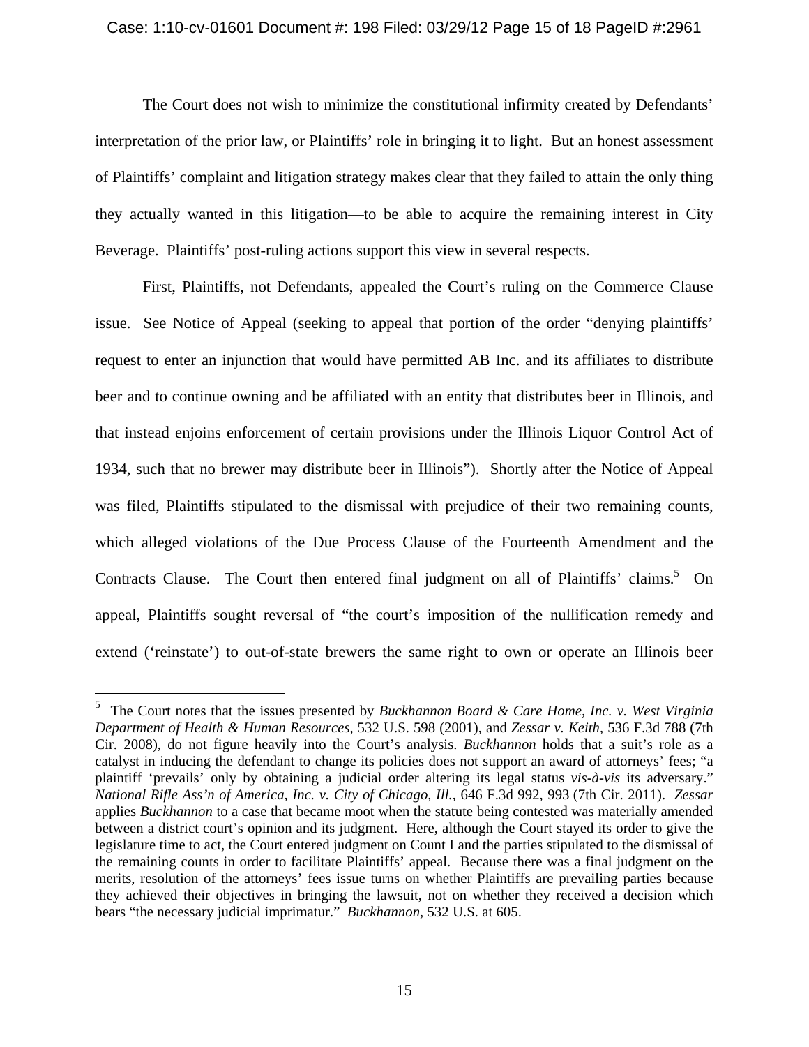The Court does not wish to minimize the constitutional infirmity created by Defendants' interpretation of the prior law, or Plaintiffs' role in bringing it to light. But an honest assessment of Plaintiffs' complaint and litigation strategy makes clear that they failed to attain the only thing they actually wanted in this litigation—to be able to acquire the remaining interest in City Beverage. Plaintiffs' post-ruling actions support this view in several respects.

First, Plaintiffs, not Defendants, appealed the Court's ruling on the Commerce Clause issue. See Notice of Appeal (seeking to appeal that portion of the order "denying plaintiffs' request to enter an injunction that would have permitted AB Inc. and its affiliates to distribute beer and to continue owning and be affiliated with an entity that distributes beer in Illinois, and that instead enjoins enforcement of certain provisions under the Illinois Liquor Control Act of 1934, such that no brewer may distribute beer in Illinois"). Shortly after the Notice of Appeal was filed, Plaintiffs stipulated to the dismissal with prejudice of their two remaining counts, which alleged violations of the Due Process Clause of the Fourteenth Amendment and the Contracts Clause. The Court then entered final judgment on all of Plaintiffs' claims.[5] On appeal, Plaintiffs sought reversal of "the court's imposition of the nullification remedy and extend ('reinstate') to out-of-state brewers the same right to own or operate an Illinois beer

---

[5] The Court notes that the issues presented by *Buckhannon Board & Care Home, Inc. v. West Virginia Department of Health & Human Resources*, 532 U.S. 598 (2001), and *Zessar v. Keith*, 536 F.3d 788 (7th Cir. 2008), do not figure heavily into the Court's analysis. *Buckhannon* holds that a suit's role as a catalyst in inducing the defendant to change its policies does not support an award of attorneys' fees; "a plaintiff 'prevails' only by obtaining a judicial order altering its legal status *vis-à-vis* its adversary." *National Rifle Ass'n of America, Inc. v. City of Chicago, Ill.*, 646 F.3d 992, 993 (7th Cir. 2011). *Zessar* applies *Buckhannon* to a case that became moot when the statute being contested was materially amended between a district court's opinion and its judgment. Here, although the Court stayed its order to give the legislature time to act, the Court entered judgment on Count I and the parties stipulated to the dismissal of the remaining counts in order to facilitate Plaintiffs' appeal. Because there was a final judgment on the merits, resolution of the attorneys' fees issue turns on whether Plaintiffs are prevailing parties because they achieved their objectives in bringing the lawsuit, not on whether they received a decision which bears "the necessary judicial imprimatur." *Buckhannon*, 532 U.S. at 605.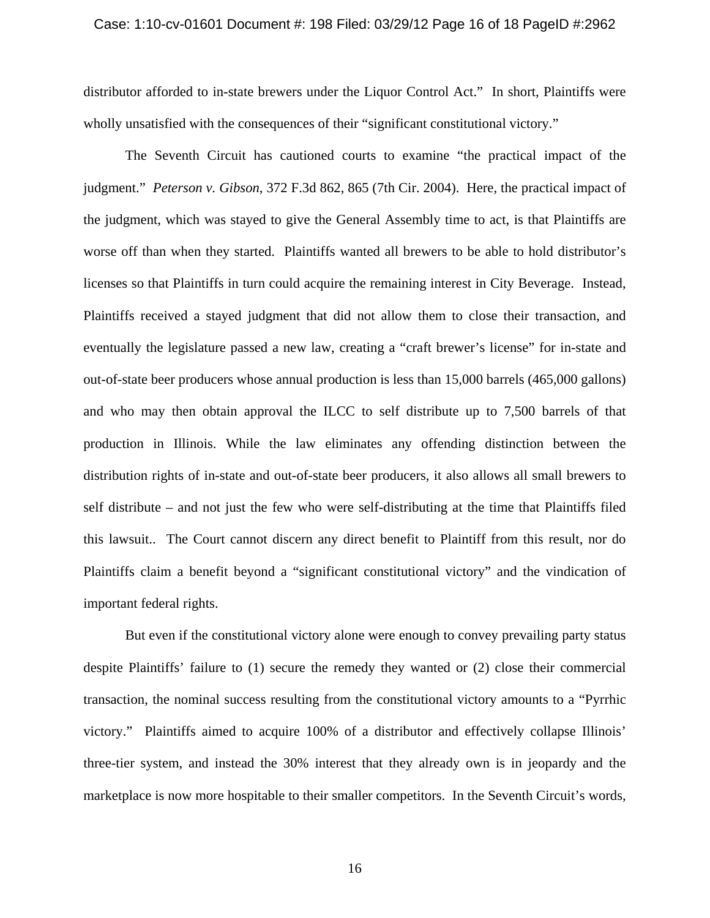distributor afforded to in-state brewers under the Liquor Control Act." In short, Plaintiffs were wholly unsatisfied with the consequences of their "significant constitutional victory."

The Seventh Circuit has cautioned courts to examine "the practical impact of the judgment." *Peterson v. Gibson*, 372 F.3d 862, 865 (7th Cir. 2004). Here, the practical impact of the judgment, which was stayed to give the General Assembly time to act, is that Plaintiffs are worse off than when they started. Plaintiffs wanted all brewers to be able to hold distributor's licenses so that Plaintiffs in turn could acquire the remaining interest in City Beverage. Instead, Plaintiffs received a stayed judgment that did not allow them to close their transaction, and eventually the legislature passed a new law, creating a "craft brewer's license" for in-state and out-of-state beer producers whose annual production is less than 15,000 barrels (465,000 gallons) and who may then obtain approval the ILCC to self distribute up to 7,500 barrels of that production in Illinois. While the law eliminates any offending distinction between the distribution rights of in-state and out-of-state beer producers, it also allows all small brewers to self distribute – and not just the few who were self-distributing at the time that Plaintiffs filed this lawsuit.. The Court cannot discern any direct benefit to Plaintiff from this result, nor do Plaintiffs claim a benefit beyond a "significant constitutional victory" and the vindication of important federal rights.

But even if the constitutional victory alone were enough to convey prevailing party status despite Plaintiffs' failure to (1) secure the remedy they wanted or (2) close their commercial transaction, the nominal success resulting from the constitutional victory amounts to a "Pyrrhic victory." Plaintiffs aimed to acquire 100% of a distributor and effectively collapse Illinois' three-tier system, and instead the 30% interest that they already own is in jeopardy and the marketplace is now more hospitable to their smaller competitors. In the Seventh Circuit's words,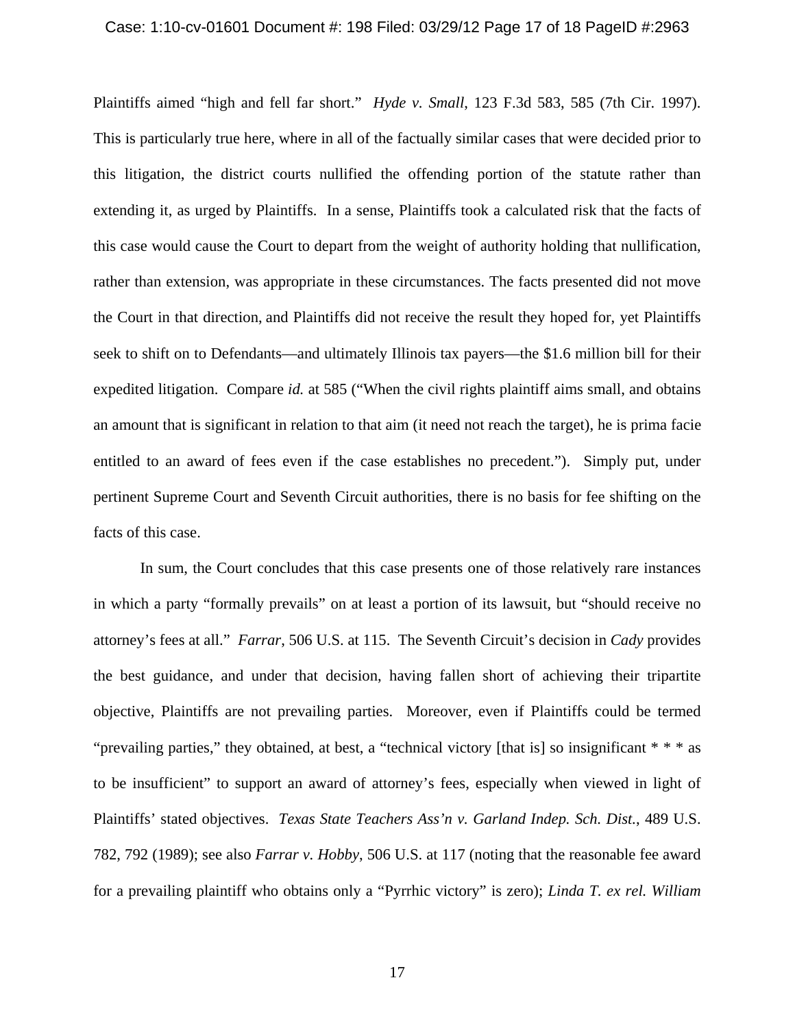Plaintiffs aimed "high and fell far short." *Hyde v. Small*, 123 F.3d 583, 585 (7th Cir. 1997). This is particularly true here, where in all of the factually similar cases that were decided prior to this litigation, the district courts nullified the offending portion of the statute rather than extending it, as urged by Plaintiffs. In a sense, Plaintiffs took a calculated risk that the facts of this case would cause the Court to depart from the weight of authority holding that nullification, rather than extension, was appropriate in these circumstances. The facts presented did not move the Court in that direction, and Plaintiffs did not receive the result they hoped for, yet Plaintiffs seek to shift on to Defendants—and ultimately Illinois tax payers—the $1.6 million bill for their expedited litigation. Compare *id.* at 585 ("When the civil rights plaintiff aims small, and obtains an amount that is significant in relation to that aim (it need not reach the target), he is prima facie entitled to an award of fees even if the case establishes no precedent."). Simply put, under pertinent Supreme Court and Seventh Circuit authorities, there is no basis for fee shifting on the facts of this case.

In sum, the Court concludes that this case presents one of those relatively rare instances in which a party "formally prevails" on at least a portion of its lawsuit, but "should receive no attorney's fees at all." *Farrar*, 506 U.S. at 115. The Seventh Circuit's decision in *Cady* provides the best guidance, and under that decision, having fallen short of achieving their tripartite objective, Plaintiffs are not prevailing parties. Moreover, even if Plaintiffs could be termed "prevailing parties," they obtained, at best, a "technical victory [that is] so insignificant * * * as to be insufficient" to support an award of attorney's fees, especially when viewed in light of Plaintiffs' stated objectives. *Texas State Teachers Ass'n v. Garland Indep. Sch. Dist.*, 489 U.S. 782, 792 (1989); see also *Farrar v. Hobby*, 506 U.S. at 117 (noting that the reasonable fee award for a prevailing plaintiff who obtains only a "Pyrrhic victory" is zero); *Linda T. ex rel. William*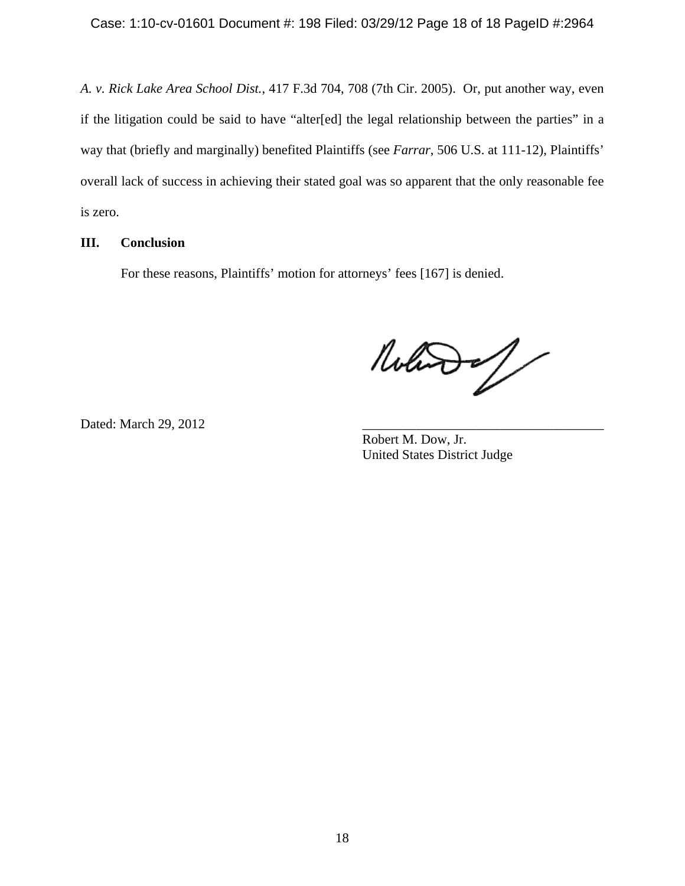*A. v. Rick Lake Area School Dist.*, 417 F.3d 704, 708 (7th Cir. 2005). Or, put another way, even if the litigation could be said to have "alter[ed] the legal relationship between the parties" in a way that (briefly and marginally) benefited Plaintiffs (see *Farrar*, 506 U.S. at 111-12), Plaintiffs' overall lack of success in achieving their stated goal was so apparent that the only reasonable fee is zero.

## III. Conclusion

For these reasons, Plaintiffs' motion for attorneys' fees [167] is denied.

Dated: March 29, 2012

Robert M. Dow, Jr.
United States District Judge